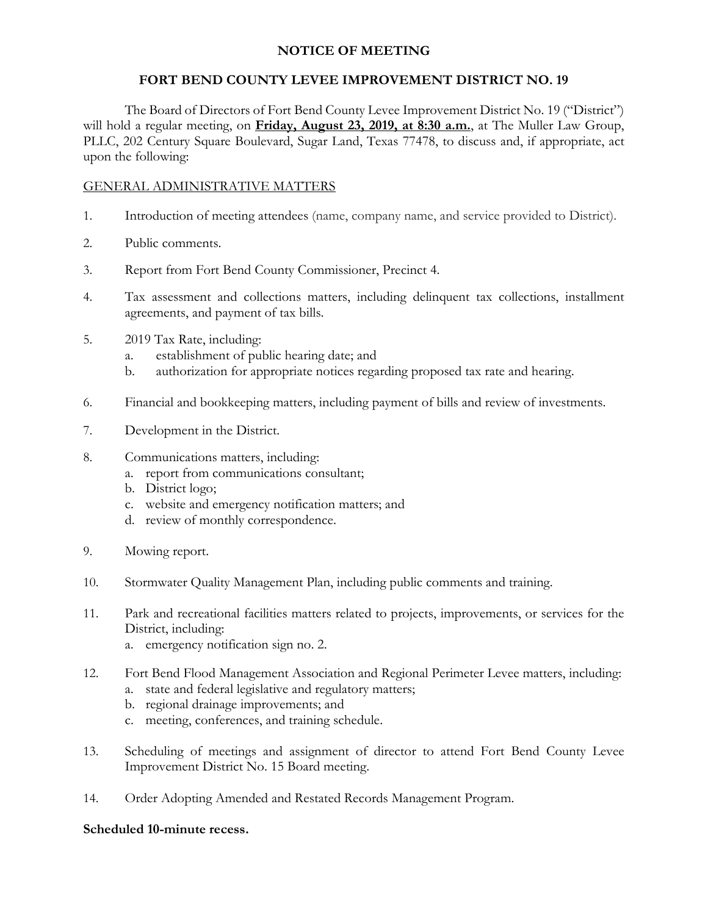# NOTICE OF MEETING

## FORT BEND COUNTY LEVEE IMPROVEMENT DISTRICT NO. 19

The Board of Directors of Fort Bend County Levee Improvement District No. 19 ("District") will hold a regular meeting, on **Friday, August 23, 2019, at 8:30 a.m.**, at The Muller Law Group, PLLC, 202 Century Square Boulevard, Sugar Land, Texas 77478, to discuss and, if appropriate, act upon the following:

GENERAL ADMINISTRATIVE MATTERS

1. Introduction of meeting attendees (name, company name, and service provided to District).
2. Public comments.
3. Report from Fort Bend County Commissioner, Precinct 4.
4. Tax assessment and collections matters, including delinquent tax collections, installment agreements, and payment of tax bills.
5. 2019 Tax Rate, including:
   a. establishment of public hearing date; and
   b. authorization for appropriate notices regarding proposed tax rate and hearing.
6. Financial and bookkeeping matters, including payment of bills and review of investments.
7. Development in the District.
8. Communications matters, including:
   a. report from communications consultant;
   b. District logo;
   c. website and emergency notification matters; and
   d. review of monthly correspondence.
9. Mowing report.
10. Stormwater Quality Management Plan, including public comments and training.
11. Park and recreational facilities matters related to projects, improvements, or services for the District, including:
    a. emergency notification sign no. 2.
12. Fort Bend Flood Management Association and Regional Perimeter Levee matters, including:
    a. state and federal legislative and regulatory matters;
    b. regional drainage improvements; and
    c. meeting, conferences, and training schedule.
13. Scheduling of meetings and assignment of director to attend Fort Bend County Levee Improvement District No. 15 Board meeting.
14. Order Adopting Amended and Restated Records Management Program.

**Scheduled 10-minute recess.**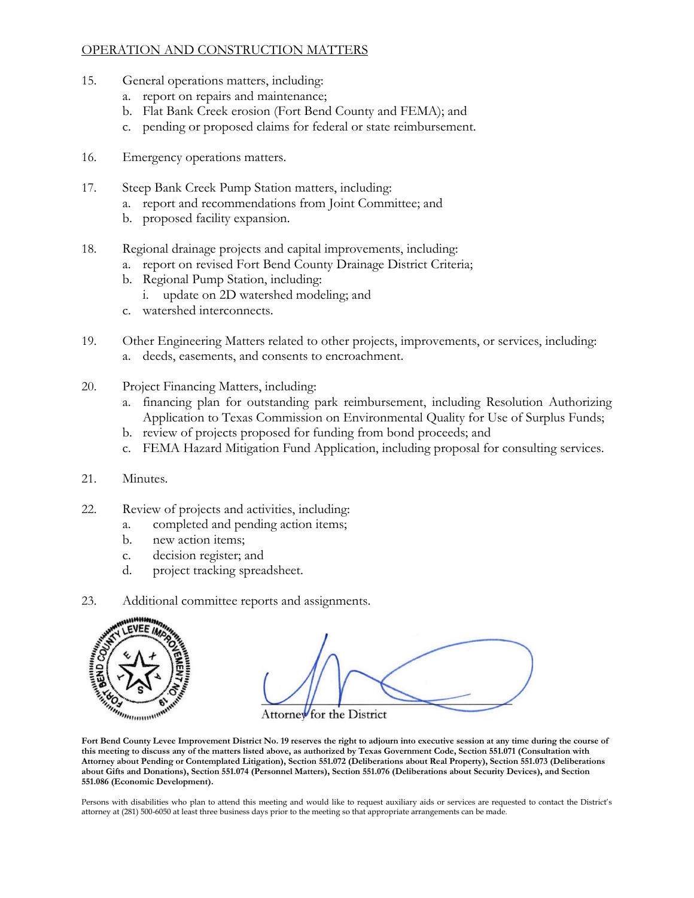OPERATION AND CONSTRUCTION MATTERS

15. General operations matters, including:
    a. report on repairs and maintenance;
    b. Flat Bank Creek erosion (Fort Bend County and FEMA); and
    c. pending or proposed claims for federal or state reimbursement.

16. Emergency operations matters.

17. Steep Bank Creek Pump Station matters, including:
    a. report and recommendations from Joint Committee; and
    b. proposed facility expansion.

18. Regional drainage projects and capital improvements, including:
    a. report on revised Fort Bend County Drainage District Criteria;
    b. Regional Pump Station, including:
       i. update on 2D watershed modeling; and
    c. watershed interconnects.

19. Other Engineering Matters related to other projects, improvements, or services, including:
    a. deeds, easements, and consents to encroachment.

20. Project Financing Matters, including:
    a. financing plan for outstanding park reimbursement, including Resolution Authorizing Application to Texas Commission on Environmental Quality for Use of Surplus Funds;
    b. review of projects proposed for funding from bond proceeds; and
    c. FEMA Hazard Mitigation Fund Application, including proposal for consulting services.

21. Minutes.

22. Review of projects and activities, including:
    a. completed and pending action items;
    b. new action items;
    c. decision register; and
    d. project tracking spreadsheet.

23. Additional committee reports and assignments.

Attorney for the District

**Fort Bend County Levee Improvement District No. 19 reserves the right to adjourn into executive session at any time during the course of this meeting to discuss any of the matters listed above, as authorized by Texas Government Code, Section 551.071 (Consultation with Attorney about Pending or Contemplated Litigation), Section 551.072 (Deliberations about Real Property), Section 551.073 (Deliberations about Gifts and Donations), Section 551.074 (Personnel Matters), Section 551.076 (Deliberations about Security Devices), and Section 551.086 (Economic Development).**

Persons with disabilities who plan to attend this meeting and would like to request auxiliary aids or services are requested to contact the District's attorney at (281) 500-6050 at least three business days prior to the meeting so that appropriate arrangements can be made.